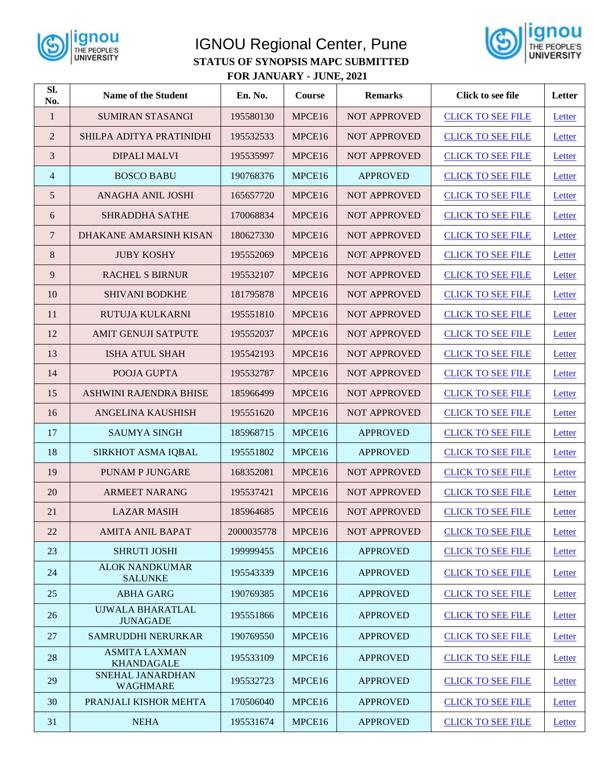# IGNOU Regional Center, Pune

## STATUS OF SYNOPSIS MAPC SUBMITTED FOR JANUARY - JUNE, 2021

| Sl. No. | Name of the Student | En. No. | Course | Remarks | Click to see file | Letter |
|---|---|---|---|---|---|---|
| 1 | SUMIRAN STASANGI | 195580130 | MPCE16 | NOT APPROVED | CLICK TO SEE FILE | Letter |
| 2 | SHILPA ADITYA PRATINIDHI | 195532533 | MPCE16 | NOT APPROVED | CLICK TO SEE FILE | Letter |
| 3 | DIPALI MALVI | 195535997 | MPCE16 | NOT APPROVED | CLICK TO SEE FILE | Letter |
| 4 | BOSCO BABU | 190768376 | MPCE16 | APPROVED | CLICK TO SEE FILE | Letter |
| 5 | ANAGHA ANIL JOSHI | 165657720 | MPCE16 | NOT APPROVED | CLICK TO SEE FILE | Letter |
| 6 | SHRADDHA SATHE | 170068834 | MPCE16 | NOT APPROVED | CLICK TO SEE FILE | Letter |
| 7 | DHAKANE AMARSINH KISAN | 180627330 | MPCE16 | NOT APPROVED | CLICK TO SEE FILE | Letter |
| 8 | JUBY KOSHY | 195552069 | MPCE16 | NOT APPROVED | CLICK TO SEE FILE | Letter |
| 9 | RACHEL S BIRNUR | 195532107 | MPCE16 | NOT APPROVED | CLICK TO SEE FILE | Letter |
| 10 | SHIVANI BODKHE | 181795878 | MPCE16 | NOT APPROVED | CLICK TO SEE FILE | Letter |
| 11 | RUTUJA KULKARNI | 195551810 | MPCE16 | NOT APPROVED | CLICK TO SEE FILE | Letter |
| 12 | AMIT GENUJI SATPUTE | 195552037 | MPCE16 | NOT APPROVED | CLICK TO SEE FILE | Letter |
| 13 | ISHA ATUL SHAH | 195542193 | MPCE16 | NOT APPROVED | CLICK TO SEE FILE | Letter |
| 14 | POOJA GUPTA | 195532787 | MPCE16 | NOT APPROVED | CLICK TO SEE FILE | Letter |
| 15 | ASHWINI RAJENDRA BHISE | 185966499 | MPCE16 | NOT APPROVED | CLICK TO SEE FILE | Letter |
| 16 | ANGELINA KAUSHISH | 195551620 | MPCE16 | NOT APPROVED | CLICK TO SEE FILE | Letter |
| 17 | SAUMYA SINGH | 185968715 | MPCE16 | APPROVED | CLICK TO SEE FILE | Letter |
| 18 | SIRKHOT ASMA IQBAL | 195551802 | MPCE16 | APPROVED | CLICK TO SEE FILE | Letter |
| 19 | PUNAM P JUNGARE | 168352081 | MPCE16 | NOT APPROVED | CLICK TO SEE FILE | Letter |
| 20 | ARMEET NARANG | 195537421 | MPCE16 | NOT APPROVED | CLICK TO SEE FILE | Letter |
| 21 | LAZAR MASIH | 185964685 | MPCE16 | NOT APPROVED | CLICK TO SEE FILE | Letter |
| 22 | AMITA ANIL BAPAT | 2000035778 | MPCE16 | NOT APPROVED | CLICK TO SEE FILE | Letter |
| 23 | SHRUTI JOSHI | 199999455 | MPCE16 | APPROVED | CLICK TO SEE FILE | Letter |
| 24 | ALOK NANDKUMAR SALUNKE | 195543339 | MPCE16 | APPROVED | CLICK TO SEE FILE | Letter |
| 25 | ABHA GARG | 190769385 | MPCE16 | APPROVED | CLICK TO SEE FILE | Letter |
| 26 | UJWALA BHARATLAL JUNAGADE | 195551866 | MPCE16 | APPROVED | CLICK TO SEE FILE | Letter |
| 27 | SAMRUDDHI NERURKAR | 190769550 | MPCE16 | APPROVED | CLICK TO SEE FILE | Letter |
| 28 | ASMITA LAXMAN KHANDAGALE | 195533109 | MPCE16 | APPROVED | CLICK TO SEE FILE | Letter |
| 29 | SNEHAL JANARDHAN WAGHMARE | 195532723 | MPCE16 | APPROVED | CLICK TO SEE FILE | Letter |
| 30 | PRANJALI KISHOR MEHTA | 170506040 | MPCE16 | APPROVED | CLICK TO SEE FILE | Letter |
| 31 | NEHA | 195531674 | MPCE16 | APPROVED | CLICK TO SEE FILE | Letter |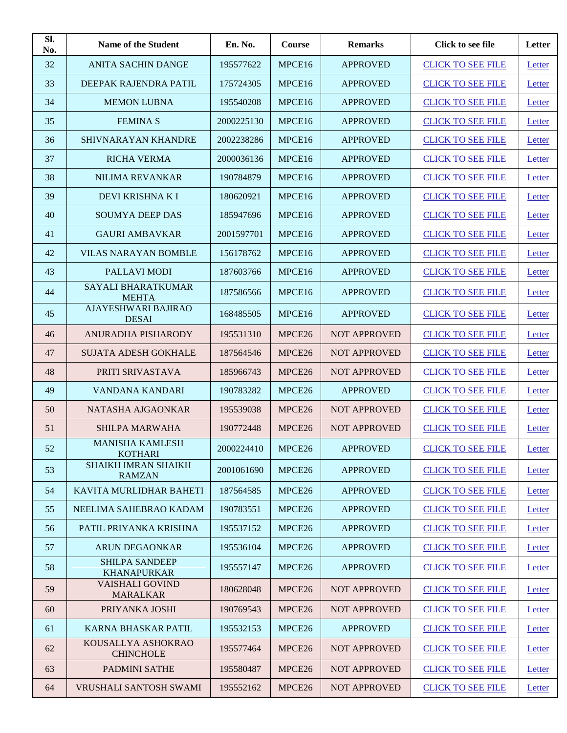| Sl. No. | Name of the Student | En. No. | Course | Remarks | Click to see file | Letter |
|---|---|---|---|---|---|---|
| 32 | ANITA SACHIN DANGE | 195577622 | MPCE16 | APPROVED | CLICK TO SEE FILE | Letter |
| 33 | DEEPAK RAJENDRA PATIL | 175724305 | MPCE16 | APPROVED | CLICK TO SEE FILE | Letter |
| 34 | MEMON LUBNA | 195540208 | MPCE16 | APPROVED | CLICK TO SEE FILE | Letter |
| 35 | FEMINA S | 2000225130 | MPCE16 | APPROVED | CLICK TO SEE FILE | Letter |
| 36 | SHIVNARAYAN KHANDRE | 2002238286 | MPCE16 | APPROVED | CLICK TO SEE FILE | Letter |
| 37 | RICHA VERMA | 2000036136 | MPCE16 | APPROVED | CLICK TO SEE FILE | Letter |
| 38 | NILIMA REVANKAR | 190784879 | MPCE16 | APPROVED | CLICK TO SEE FILE | Letter |
| 39 | DEVI KRISHNA K I | 180620921 | MPCE16 | APPROVED | CLICK TO SEE FILE | Letter |
| 40 | SOUMYA DEEP DAS | 185947696 | MPCE16 | APPROVED | CLICK TO SEE FILE | Letter |
| 41 | GAURI AMBAVKAR | 2001597701 | MPCE16 | APPROVED | CLICK TO SEE FILE | Letter |
| 42 | VILAS NARAYAN BOMBLE | 156178762 | MPCE16 | APPROVED | CLICK TO SEE FILE | Letter |
| 43 | PALLAVI MODI | 187603766 | MPCE16 | APPROVED | CLICK TO SEE FILE | Letter |
| 44 | SAYALI BHARATKUMAR MEHTA | 187586566 | MPCE16 | APPROVED | CLICK TO SEE FILE | Letter |
| 45 | AJAYESHWARI BAJIRAO DESAI | 168485505 | MPCE16 | APPROVED | CLICK TO SEE FILE | Letter |
| 46 | ANURADHA PISHARODY | 195531310 | MPCE26 | NOT APPROVED | CLICK TO SEE FILE | Letter |
| 47 | SUJATA ADESH GOKHALE | 187564546 | MPCE26 | NOT APPROVED | CLICK TO SEE FILE | Letter |
| 48 | PRITI SRIVASTAVA | 185966743 | MPCE26 | NOT APPROVED | CLICK TO SEE FILE | Letter |
| 49 | VANDANA KANDARI | 190783282 | MPCE26 | APPROVED | CLICK TO SEE FILE | Letter |
| 50 | NATASHA AJGAONKAR | 195539038 | MPCE26 | NOT APPROVED | CLICK TO SEE FILE | Letter |
| 51 | SHILPA MARWAHA | 190772448 | MPCE26 | NOT APPROVED | CLICK TO SEE FILE | Letter |
| 52 | MANISHA KAMLESH KOTHARI | 2000224410 | MPCE26 | APPROVED | CLICK TO SEE FILE | Letter |
| 53 | SHAIKH IMRAN SHAIKH RAMZAN | 2001061690 | MPCE26 | APPROVED | CLICK TO SEE FILE | Letter |
| 54 | KAVITA MURLIDHAR BAHETI | 187564585 | MPCE26 | APPROVED | CLICK TO SEE FILE | Letter |
| 55 | NEELIMA SAHEBRAO KADAM | 190783551 | MPCE26 | APPROVED | CLICK TO SEE FILE | Letter |
| 56 | PATIL PRIYANKA KRISHNA | 195537152 | MPCE26 | APPROVED | CLICK TO SEE FILE | Letter |
| 57 | ARUN DEGAONKAR | 195536104 | MPCE26 | APPROVED | CLICK TO SEE FILE | Letter |
| 58 | SHILPA SANDEEP KHANAPURKAR | 195557147 | MPCE26 | APPROVED | CLICK TO SEE FILE | Letter |
| 59 | VAISHALI GOVIND MARALKAR | 180628048 | MPCE26 | NOT APPROVED | CLICK TO SEE FILE | Letter |
| 60 | PRIYANKA JOSHI | 190769543 | MPCE26 | NOT APPROVED | CLICK TO SEE FILE | Letter |
| 61 | KARNA BHASKAR PATIL | 195532153 | MPCE26 | APPROVED | CLICK TO SEE FILE | Letter |
| 62 | KOUSALLYA ASHOKRAO CHINCHOLE | 195577464 | MPCE26 | NOT APPROVED | CLICK TO SEE FILE | Letter |
| 63 | PADMINI SATHE | 195580487 | MPCE26 | NOT APPROVED | CLICK TO SEE FILE | Letter |
| 64 | VRUSHALI SANTOSH SWAMI | 195552162 | MPCE26 | NOT APPROVED | CLICK TO SEE FILE | Letter |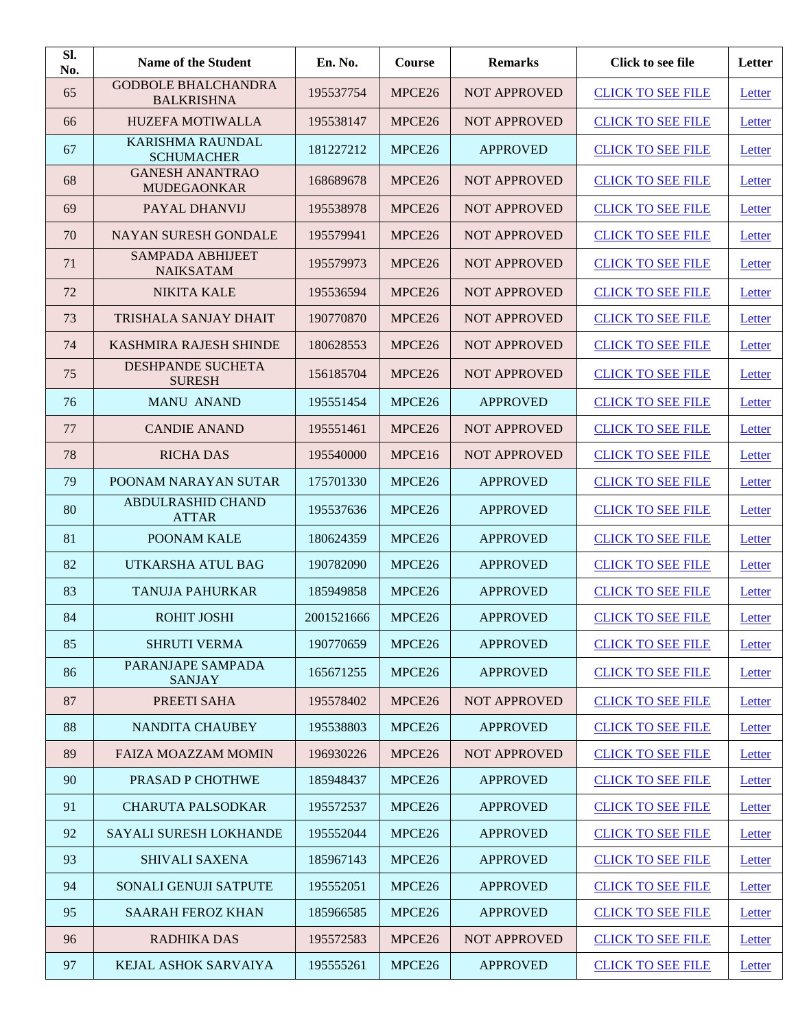| Sl. No. | Name of the Student | En. No. | Course | Remarks | Click to see file | Letter |
|---|---|---|---|---|---|---|
| 65 | GODBOLE BHALCHANDRA BALKRISHNA | 195537754 | MPCE26 | NOT APPROVED | CLICK TO SEE FILE | Letter |
| 66 | HUZEFA MOTIWALLA | 195538147 | MPCE26 | NOT APPROVED | CLICK TO SEE FILE | Letter |
| 67 | KARISHMA RAUNDAL SCHUMACHER | 181227212 | MPCE26 | APPROVED | CLICK TO SEE FILE | Letter |
| 68 | GANESH ANANTRAO MUDEGAONKAR | 168689678 | MPCE26 | NOT APPROVED | CLICK TO SEE FILE | Letter |
| 69 | PAYAL DHANVIJ | 195538978 | MPCE26 | NOT APPROVED | CLICK TO SEE FILE | Letter |
| 70 | NAYAN SURESH GONDALE | 195579941 | MPCE26 | NOT APPROVED | CLICK TO SEE FILE | Letter |
| 71 | SAMPADA ABHIJEET NAIKSATAM | 195579973 | MPCE26 | NOT APPROVED | CLICK TO SEE FILE | Letter |
| 72 | NIKITA KALE | 195536594 | MPCE26 | NOT APPROVED | CLICK TO SEE FILE | Letter |
| 73 | TRISHALA SANJAY DHAIT | 190770870 | MPCE26 | NOT APPROVED | CLICK TO SEE FILE | Letter |
| 74 | KASHMIRA RAJESH SHINDE | 180628553 | MPCE26 | NOT APPROVED | CLICK TO SEE FILE | Letter |
| 75 | DESHPANDE SUCHETA SURESH | 156185704 | MPCE26 | NOT APPROVED | CLICK TO SEE FILE | Letter |
| 76 | MANU ANAND | 195551454 | MPCE26 | APPROVED | CLICK TO SEE FILE | Letter |
| 77 | CANDIE ANAND | 195551461 | MPCE26 | NOT APPROVED | CLICK TO SEE FILE | Letter |
| 78 | RICHA DAS | 195540000 | MPCE16 | NOT APPROVED | CLICK TO SEE FILE | Letter |
| 79 | POONAM NARAYAN SUTAR | 175701330 | MPCE26 | APPROVED | CLICK TO SEE FILE | Letter |
| 80 | ABDULRASHID CHAND ATTAR | 195537636 | MPCE26 | APPROVED | CLICK TO SEE FILE | Letter |
| 81 | POONAM KALE | 180624359 | MPCE26 | APPROVED | CLICK TO SEE FILE | Letter |
| 82 | UTKARSHA ATUL BAG | 190782090 | MPCE26 | APPROVED | CLICK TO SEE FILE | Letter |
| 83 | TANUJA PAHURKAR | 185949858 | MPCE26 | APPROVED | CLICK TO SEE FILE | Letter |
| 84 | ROHIT JOSHI | 2001521666 | MPCE26 | APPROVED | CLICK TO SEE FILE | Letter |
| 85 | SHRUTI VERMA | 190770659 | MPCE26 | APPROVED | CLICK TO SEE FILE | Letter |
| 86 | PARANJAPE SAMPADA SANJAY | 165671255 | MPCE26 | APPROVED | CLICK TO SEE FILE | Letter |
| 87 | PREETI SAHA | 195578402 | MPCE26 | NOT APPROVED | CLICK TO SEE FILE | Letter |
| 88 | NANDITA CHAUBEY | 195538803 | MPCE26 | APPROVED | CLICK TO SEE FILE | Letter |
| 89 | FAIZA MOAZZAM MOMIN | 196930226 | MPCE26 | NOT APPROVED | CLICK TO SEE FILE | Letter |
| 90 | PRASAD P CHOTHWE | 185948437 | MPCE26 | APPROVED | CLICK TO SEE FILE | Letter |
| 91 | CHARUTA PALSODKAR | 195572537 | MPCE26 | APPROVED | CLICK TO SEE FILE | Letter |
| 92 | SAYALI SURESH LOKHANDE | 195552044 | MPCE26 | APPROVED | CLICK TO SEE FILE | Letter |
| 93 | SHIVALI SAXENA | 185967143 | MPCE26 | APPROVED | CLICK TO SEE FILE | Letter |
| 94 | SONALI GENUJI SATPUTE | 195552051 | MPCE26 | APPROVED | CLICK TO SEE FILE | Letter |
| 95 | SAARAH FEROZ KHAN | 185966585 | MPCE26 | APPROVED | CLICK TO SEE FILE | Letter |
| 96 | RADHIKA DAS | 195572583 | MPCE26 | NOT APPROVED | CLICK TO SEE FILE | Letter |
| 97 | KEJAL ASHOK SARVAIYA | 195555261 | MPCE26 | APPROVED | CLICK TO SEE FILE | Letter |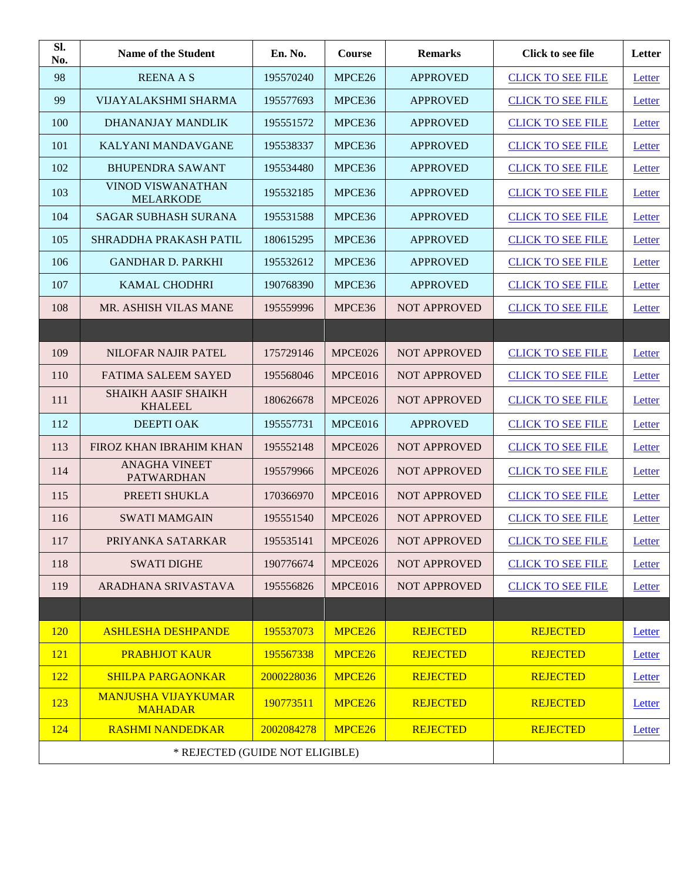| Sl. No. | Name of the Student | En. No. | Course | Remarks | Click to see file | Letter |
|---|---|---|---|---|---|---|
| 98 | REENA A S | 195570240 | MPCE26 | APPROVED | CLICK TO SEE FILE | Letter |
| 99 | VIJAYALAKSHMI SHARMA | 195577693 | MPCE36 | APPROVED | CLICK TO SEE FILE | Letter |
| 100 | DHANANJAY MANDLIK | 195551572 | MPCE36 | APPROVED | CLICK TO SEE FILE | Letter |
| 101 | KALYANI MANDAVGANE | 195538337 | MPCE36 | APPROVED | CLICK TO SEE FILE | Letter |
| 102 | BHUPENDRA SAWANT | 195534480 | MPCE36 | APPROVED | CLICK TO SEE FILE | Letter |
| 103 | VINOD VISWANATHAN MELARKODE | 195532185 | MPCE36 | APPROVED | CLICK TO SEE FILE | Letter |
| 104 | SAGAR SUBHASH SURANA | 195531588 | MPCE36 | APPROVED | CLICK TO SEE FILE | Letter |
| 105 | SHRADDHA PRAKASH PATIL | 180615295 | MPCE36 | APPROVED | CLICK TO SEE FILE | Letter |
| 106 | GANDHAR D. PARKHI | 195532612 | MPCE36 | APPROVED | CLICK TO SEE FILE | Letter |
| 107 | KAMAL CHODHRI | 190768390 | MPCE36 | APPROVED | CLICK TO SEE FILE | Letter |
| 108 | MR. ASHISH VILAS MANE | 195559996 | MPCE36 | NOT APPROVED | CLICK TO SEE FILE | Letter |
| | | | | | | |
| 109 | NILOFAR NAJIR PATEL | 175729146 | MPCE026 | NOT APPROVED | CLICK TO SEE FILE | Letter |
| 110 | FATIMA SALEEM SAYED | 195568046 | MPCE016 | NOT APPROVED | CLICK TO SEE FILE | Letter |
| 111 | SHAIKH AASIF SHAIKH KHALEEL | 180626678 | MPCE026 | NOT APPROVED | CLICK TO SEE FILE | Letter |
| 112 | DEEPTI OAK | 195557731 | MPCE016 | APPROVED | CLICK TO SEE FILE | Letter |
| 113 | FIROZ KHAN IBRAHIM KHAN | 195552148 | MPCE026 | NOT APPROVED | CLICK TO SEE FILE | Letter |
| 114 | ANAGHA VINEET PATWARDHAN | 195579966 | MPCE026 | NOT APPROVED | CLICK TO SEE FILE | Letter |
| 115 | PREETI SHUKLA | 170366970 | MPCE016 | NOT APPROVED | CLICK TO SEE FILE | Letter |
| 116 | SWATI MAMGAIN | 195551540 | MPCE026 | NOT APPROVED | CLICK TO SEE FILE | Letter |
| 117 | PRIYANKA SATARKAR | 195535141 | MPCE026 | NOT APPROVED | CLICK TO SEE FILE | Letter |
| 118 | SWATI DIGHE | 190776674 | MPCE026 | NOT APPROVED | CLICK TO SEE FILE | Letter |
| 119 | ARADHANA SRIVASTAVA | 195556826 | MPCE016 | NOT APPROVED | CLICK TO SEE FILE | Letter |
| | | | | | | |
| 120 | ASHLESHA DESHPANDE | 195537073 | MPCE26 | REJECTED | REJECTED | Letter |
| 121 | PRABHJOT KAUR | 195567338 | MPCE26 | REJECTED | REJECTED | Letter |
| 122 | SHILPA PARGAONKAR | 2000228036 | MPCE26 | REJECTED | REJECTED | Letter |
| 123 | MANJUSHA VIJAYKUMAR MAHADAR | 190773511 | MPCE26 | REJECTED | REJECTED | Letter |
| 124 | RASHMI NANDEDKAR | 2002084278 | MPCE26 | REJECTED | REJECTED | Letter |
| * REJECTED (GUIDE NOT ELIGIBLE) | | | | | | |